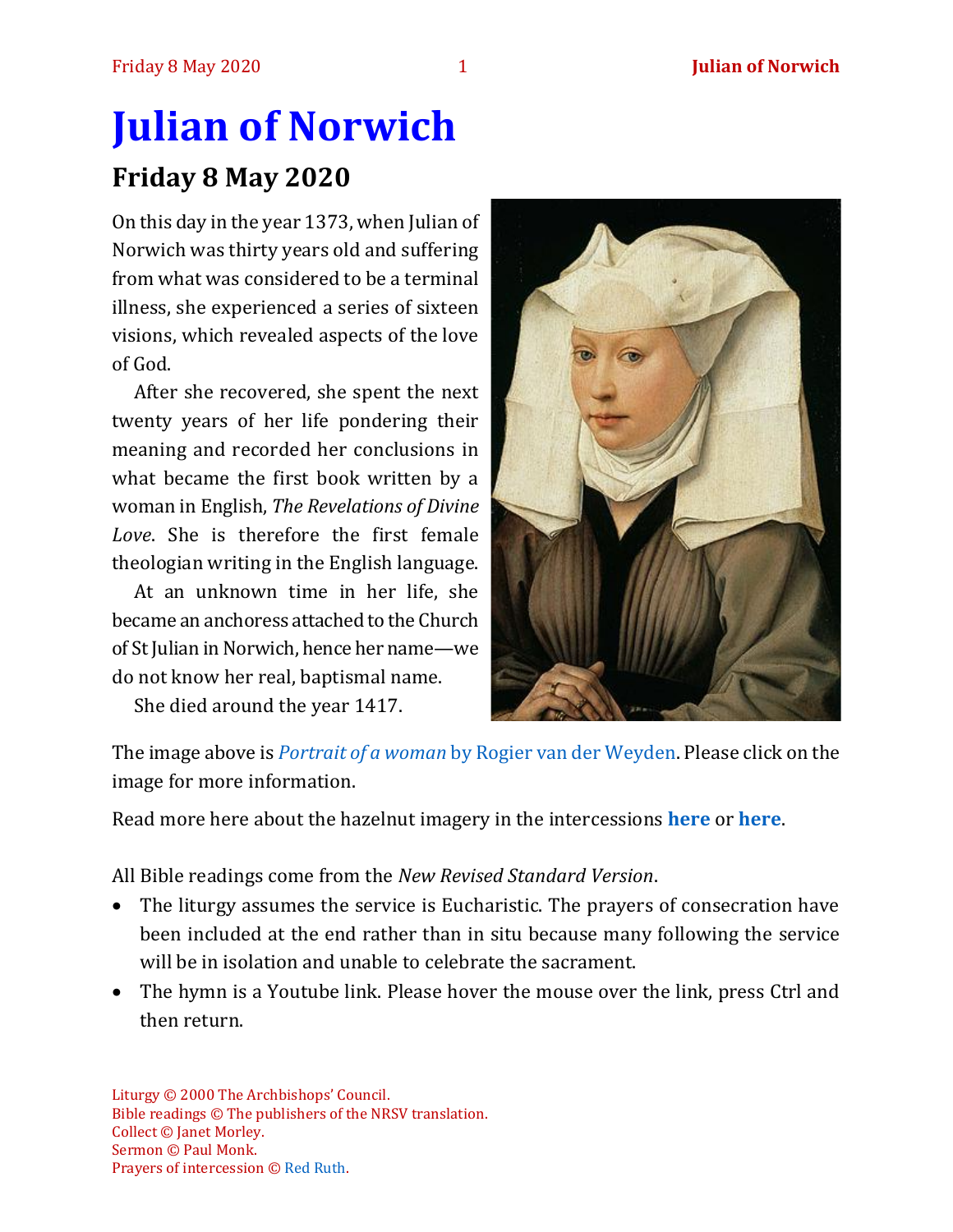# Julian of Norwich

## Friday 8 May 2020

On this day in the year 1373, when Julian of Norwich was thirty years old and suffering from what was considered to be a terminal illness, she experienced a series of sixteen visions, which revealed aspects of the love of God.

After she recovered, she spent the next twenty years of her life pondering their meaning and recorded her conclusions in what became the first book written by a woman in English, *The Revelations of Divine Love*. She is therefore the first female theologian writing in the English language.

At an unknown time in her life, she became an anchoress attached to the Church of St Julian in Norwich, hence her name—we do not know her real, baptismal name.

She died around the year 1417.

The image above is *Portrait of a woman* by Rogier van der Weyden. Please click on the image for more information.

Read more here about the hazelnut imagery in the intercessions **here** or **here**.

All Bible readings come from the *New Revised Standard Version*.

- The liturgy assumes the service is Eucharistic. The prayers of consecration have been included at the end rather than in situ because many following the service will be in isolation and unable to celebrate the sacrament.
- The hymn is a Youtube link. Please hover the mouse over the link, press Ctrl and then return.

Liturgy © 2000 The Archbishops' Council.
Bible readings © The publishers of the NRSV translation.
Collect © Janet Morley.
Sermon © Paul Monk.
Prayers of intercession © Red Ruth.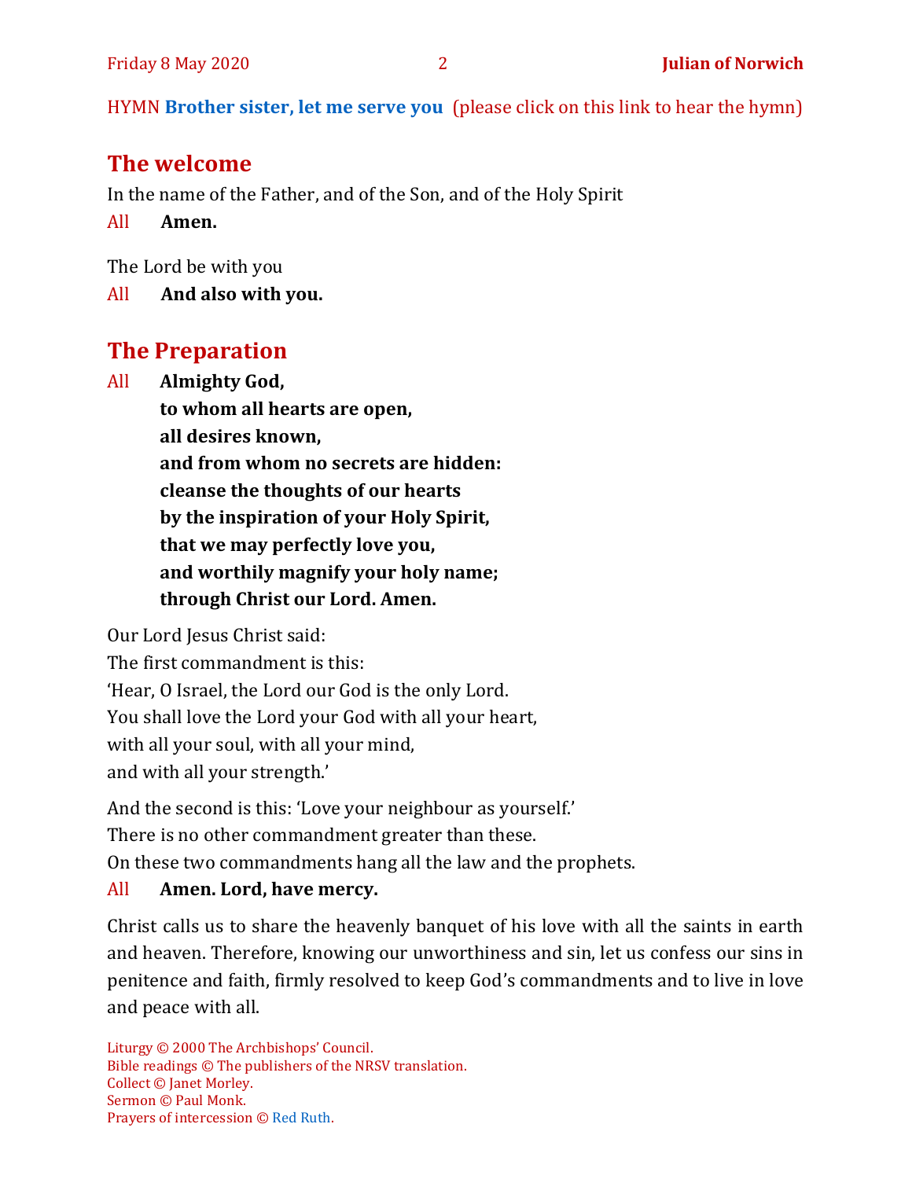HYMN **Brother sister, let me serve you** (please click on this link to hear the hymn)

## The welcome

In the name of the Father, and of the Son, and of the Holy Spirit

All **Amen.**

The Lord be with you

All **And also with you.**

## The Preparation

All **Almighty God,**
**to whom all hearts are open,**
**all desires known,**
**and from whom no secrets are hidden:**
**cleanse the thoughts of our hearts**
**by the inspiration of your Holy Spirit,**
**that we may perfectly love you,**
**and worthily magnify your holy name;**
**through Christ our Lord. Amen.**

Our Lord Jesus Christ said:
The first commandment is this:
'Hear, O Israel, the Lord our God is the only Lord.
You shall love the Lord your God with all your heart,
with all your soul, with all your mind,
and with all your strength.'

And the second is this: 'Love your neighbour as yourself.'
There is no other commandment greater than these.
On these two commandments hang all the law and the prophets.

All **Amen. Lord, have mercy.**

Christ calls us to share the heavenly banquet of his love with all the saints in earth and heaven. Therefore, knowing our unworthiness and sin, let us confess our sins in penitence and faith, firmly resolved to keep God's commandments and to live in love and peace with all.

Liturgy © 2000 The Archbishops' Council.
Bible readings © The publishers of the NRSV translation.
Collect © Janet Morley.
Sermon © Paul Monk.
Prayers of intercession © Red Ruth.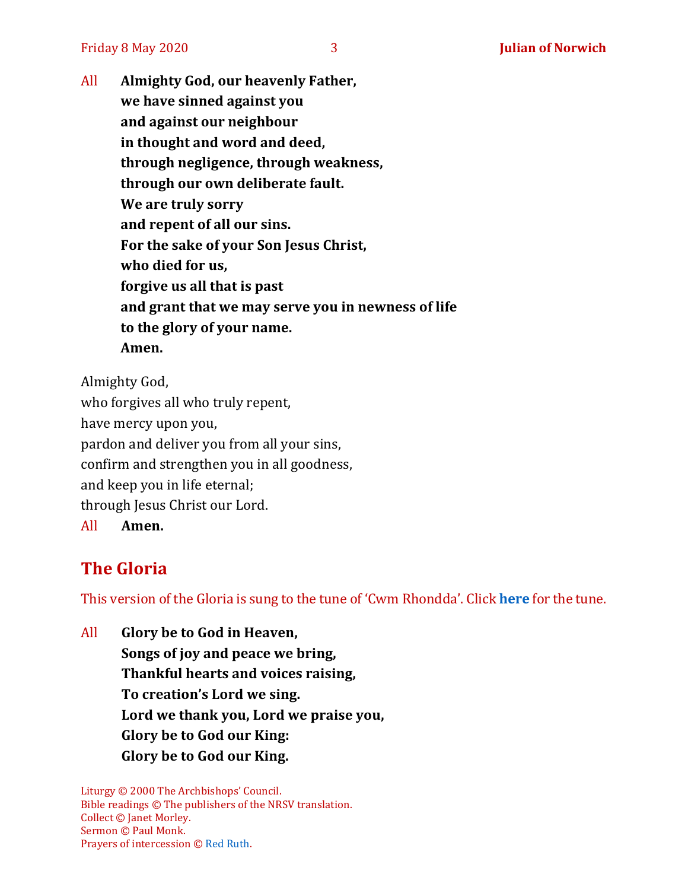All **Almighty God, our heavenly Father,**
**we have sinned against you**
**and against our neighbour**
**in thought and word and deed,**
**through negligence, through weakness,**
**through our own deliberate fault.**
**We are truly sorry**
**and repent of all our sins.**
**For the sake of your Son Jesus Christ,**
**who died for us,**
**forgive us all that is past**
**and grant that we may serve you in newness of life**
**to the glory of your name.**
**Amen.**

Almighty God,
who forgives all who truly repent,
have mercy upon you,
pardon and deliver you from all your sins,
confirm and strengthen you in all goodness,
and keep you in life eternal;
through Jesus Christ our Lord.
All **Amen.**

## The Gloria

This version of the Gloria is sung to the tune of 'Cwm Rhondda'. Click **here** for the tune.

All **Glory be to God in Heaven,**
**Songs of joy and peace we bring,**
**Thankful hearts and voices raising,**
**To creation's Lord we sing.**
**Lord we thank you, Lord we praise you,**
**Glory be to God our King:**
**Glory be to God our King.**

Liturgy © 2000 The Archbishops' Council.
Bible readings © The publishers of the NRSV translation.
Collect © Janet Morley.
Sermon © Paul Monk.
Prayers of intercession © Red Ruth.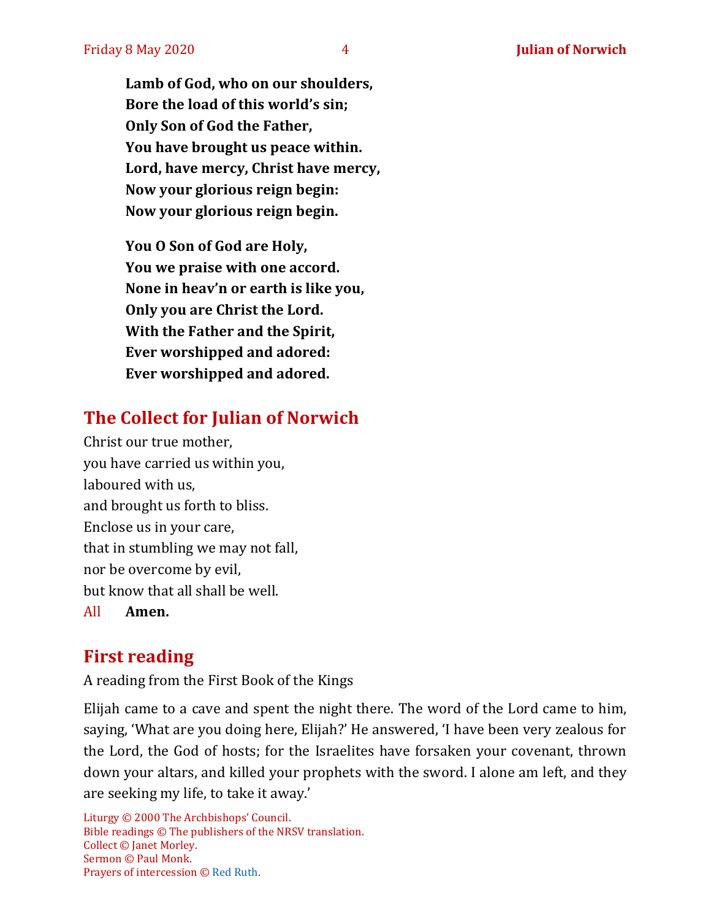**Lamb of God, who on our shoulders,**
**Bore the load of this world's sin;**
**Only Son of God the Father,**
**You have brought us peace within.**
**Lord, have mercy, Christ have mercy,**
**Now your glorious reign begin:**
**Now your glorious reign begin.**

**You O Son of God are Holy,**
**You we praise with one accord.**
**None in heav'n or earth is like you,**
**Only you are Christ the Lord.**
**With the Father and the Spirit,**
**Ever worshipped and adored:**
**Ever worshipped and adored.**

## The Collect for Julian of Norwich

Christ our true mother,
you have carried us within you,
laboured with us,
and brought us forth to bliss.
Enclose us in your care,
that in stumbling we may not fall,
nor be overcome by evil,
but know that all shall be well.

All **Amen.**

## First reading

A reading from the First Book of the Kings

Elijah came to a cave and spent the night there. The word of the Lord came to him, saying, 'What are you doing here, Elijah?' He answered, 'I have been very zealous for the Lord, the God of hosts; for the Israelites have forsaken your covenant, thrown down your altars, and killed your prophets with the sword. I alone am left, and they are seeking my life, to take it away.'

Liturgy © 2000 The Archbishops' Council.
Bible readings © The publishers of the NRSV translation.
Collect © Janet Morley.
Sermon © Paul Monk.
Prayers of intercession © Red Ruth.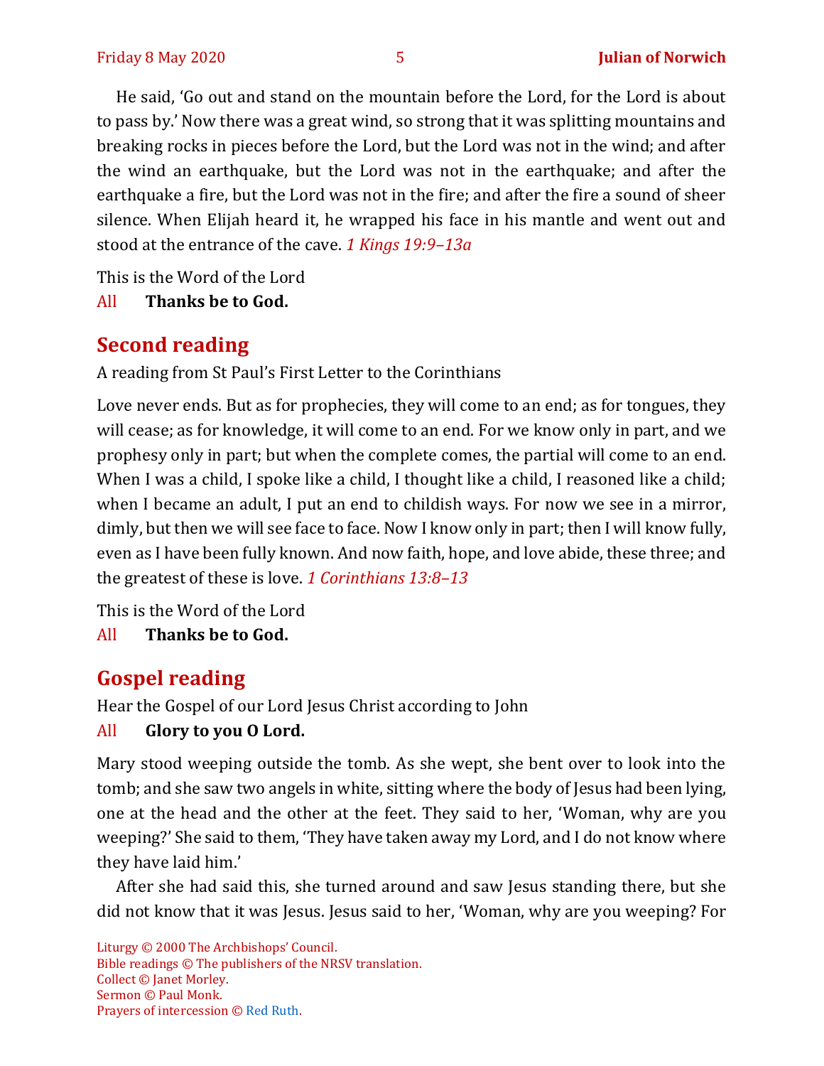He said, 'Go out and stand on the mountain before the Lord, for the Lord is about to pass by.' Now there was a great wind, so strong that it was splitting mountains and breaking rocks in pieces before the Lord, but the Lord was not in the wind; and after the wind an earthquake, but the Lord was not in the earthquake; and after the earthquake a fire, but the Lord was not in the fire; and after the fire a sound of sheer silence. When Elijah heard it, he wrapped his face in his mantle and went out and stood at the entrance of the cave. *1 Kings 19:9–13a*

This is the Word of the Lord

All **Thanks be to God.**

## Second reading

A reading from St Paul's First Letter to the Corinthians

Love never ends. But as for prophecies, they will come to an end; as for tongues, they will cease; as for knowledge, it will come to an end. For we know only in part, and we prophesy only in part; but when the complete comes, the partial will come to an end. When I was a child, I spoke like a child, I thought like a child, I reasoned like a child; when I became an adult, I put an end to childish ways. For now we see in a mirror, dimly, but then we will see face to face. Now I know only in part; then I will know fully, even as I have been fully known. And now faith, hope, and love abide, these three; and the greatest of these is love. *1 Corinthians 13:8–13*

This is the Word of the Lord

All **Thanks be to God.**

## Gospel reading

Hear the Gospel of our Lord Jesus Christ according to John

All **Glory to you O Lord.**

Mary stood weeping outside the tomb. As she wept, she bent over to look into the tomb; and she saw two angels in white, sitting where the body of Jesus had been lying, one at the head and the other at the feet. They said to her, 'Woman, why are you weeping?' She said to them, 'They have taken away my Lord, and I do not know where they have laid him.'

After she had said this, she turned around and saw Jesus standing there, but she did not know that it was Jesus. Jesus said to her, 'Woman, why are you weeping? For

Liturgy © 2000 The Archbishops' Council.
Bible readings © The publishers of the NRSV translation.
Collect © Janet Morley.
Sermon © Paul Monk.
Prayers of intercession © Red Ruth.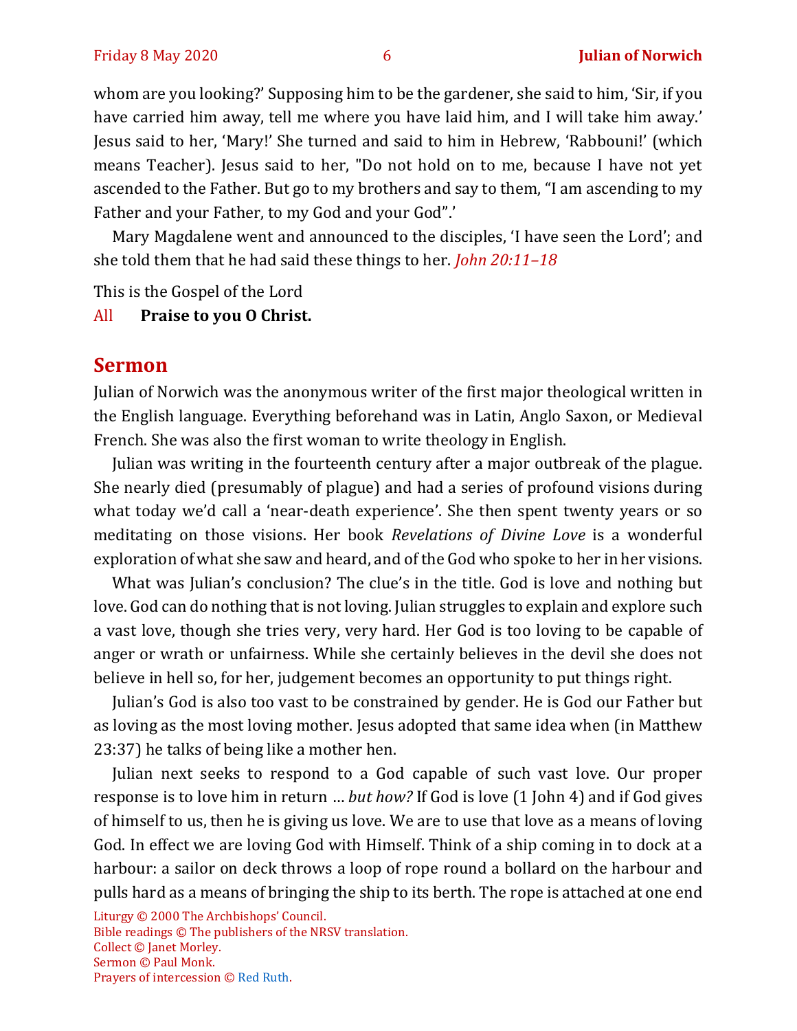whom are you looking?' Supposing him to be the gardener, she said to him, 'Sir, if you have carried him away, tell me where you have laid him, and I will take him away.' Jesus said to her, 'Mary!' She turned and said to him in Hebrew, 'Rabbouni!' (which means Teacher). Jesus said to her, "Do not hold on to me, because I have not yet ascended to the Father. But go to my brothers and say to them, "I am ascending to my Father and your Father, to my God and your God".'

Mary Magdalene went and announced to the disciples, 'I have seen the Lord'; and she told them that he had said these things to her. *John 20:11–18*

This is the Gospel of the Lord

All **Praise to you O Christ.**

## Sermon

Julian of Norwich was the anonymous writer of the first major theological written in the English language. Everything beforehand was in Latin, Anglo Saxon, or Medieval French. She was also the first woman to write theology in English.

Julian was writing in the fourteenth century after a major outbreak of the plague. She nearly died (presumably of plague) and had a series of profound visions during what today we'd call a 'near-death experience'. She then spent twenty years or so meditating on those visions. Her book *Revelations of Divine Love* is a wonderful exploration of what she saw and heard, and of the God who spoke to her in her visions.

What was Julian's conclusion? The clue's in the title. God is love and nothing but love. God can do nothing that is not loving. Julian struggles to explain and explore such a vast love, though she tries very, very hard. Her God is too loving to be capable of anger or wrath or unfairness. While she certainly believes in the devil she does not believe in hell so, for her, judgement becomes an opportunity to put things right.

Julian's God is also too vast to be constrained by gender. He is God our Father but as loving as the most loving mother. Jesus adopted that same idea when (in Matthew 23:37) he talks of being like a mother hen.

Julian next seeks to respond to a God capable of such vast love. Our proper response is to love him in return … *but how?* If God is love (1 John 4) and if God gives of himself to us, then he is giving us love. We are to use that love as a means of loving God. In effect we are loving God with Himself. Think of a ship coming in to dock at a harbour: a sailor on deck throws a loop of rope round a bollard on the harbour and pulls hard as a means of bringing the ship to its berth. The rope is attached at one end

Liturgy © 2000 The Archbishops' Council.
Bible readings © The publishers of the NRSV translation.
Collect © Janet Morley.
Sermon © Paul Monk.
Prayers of intercession © Red Ruth.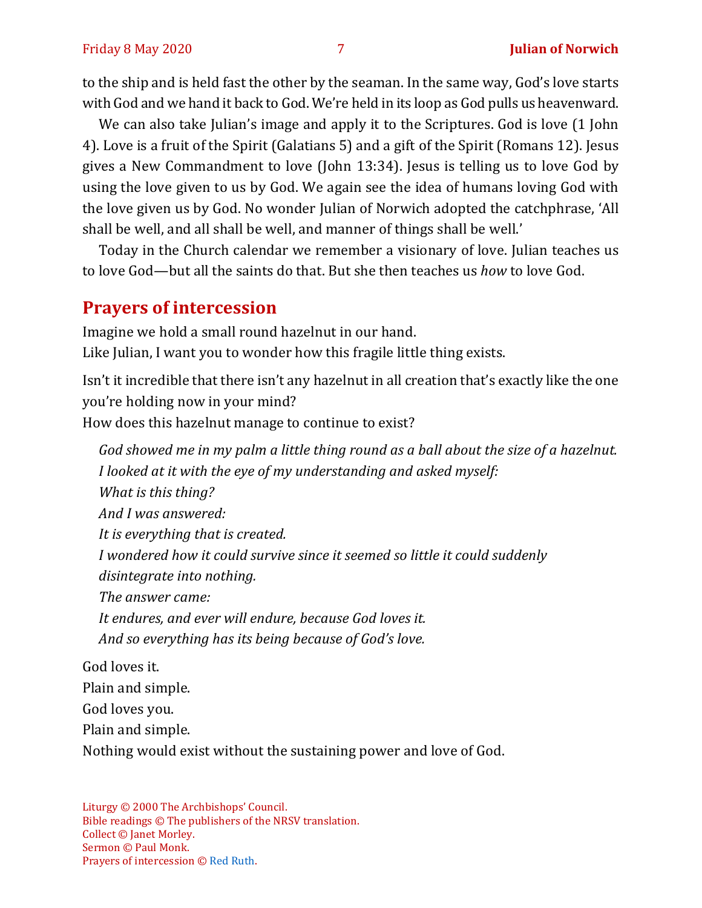to the ship and is held fast the other by the seaman. In the same way, God's love starts with God and we hand it back to God. We're held in its loop as God pulls us heavenward.

We can also take Julian's image and apply it to the Scriptures. God is love (1 John 4). Love is a fruit of the Spirit (Galatians 5) and a gift of the Spirit (Romans 12). Jesus gives a New Commandment to love (John 13:34). Jesus is telling us to love God by using the love given to us by God. We again see the idea of humans loving God with the love given us by God. No wonder Julian of Norwich adopted the catchphrase, 'All shall be well, and all shall be well, and manner of things shall be well.'

Today in the Church calendar we remember a visionary of love. Julian teaches us to love God—but all the saints do that. But she then teaches us *how* to love God.

## Prayers of intercession

Imagine we hold a small round hazelnut in our hand.
Like Julian, I want you to wonder how this fragile little thing exists.

Isn't it incredible that there isn't any hazelnut in all creation that's exactly like the one you're holding now in your mind?
How does this hazelnut manage to continue to exist?

> *God showed me in my palm a little thing round as a ball about the size of a hazelnut.*
> *I looked at it with the eye of my understanding and asked myself:*
> *What is this thing?*
> *And I was answered:*
> *It is everything that is created.*
> *I wondered how it could survive since it seemed so little it could suddenly disintegrate into nothing.*
> *The answer came:*
> *It endures, and ever will endure, because God loves it.*
> *And so everything has its being because of God's love.*

God loves it.
Plain and simple.
God loves you.
Plain and simple.
Nothing would exist without the sustaining power and love of God.

Liturgy © 2000 The Archbishops' Council.
Bible readings © The publishers of the NRSV translation.
Collect © Janet Morley.
Sermon © Paul Monk.
Prayers of intercession © Red Ruth.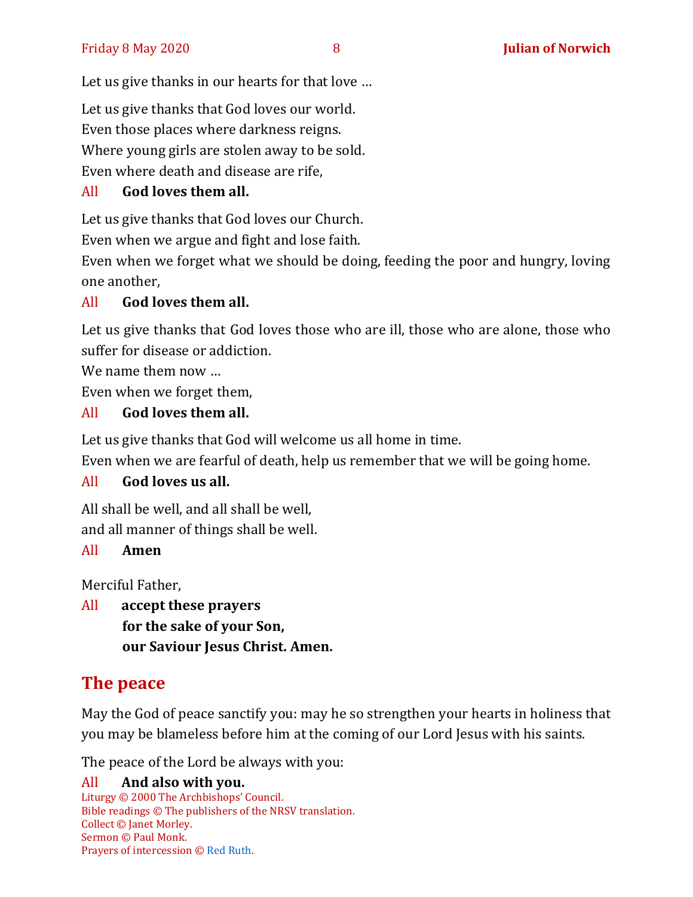Let us give thanks in our hearts for that love …

Let us give thanks that God loves our world.
Even those places where darkness reigns.
Where young girls are stolen away to be sold.
Even where death and disease are rife,

All **God loves them all.**

Let us give thanks that God loves our Church.
Even when we argue and fight and lose faith.
Even when we forget what we should be doing, feeding the poor and hungry, loving one another,

All **God loves them all.**

Let us give thanks that God loves those who are ill, those who are alone, those who suffer for disease or addiction.
We name them now …
Even when we forget them,

All **God loves them all.**

Let us give thanks that God will welcome us all home in time.
Even when we are fearful of death, help us remember that we will be going home.

All **God loves us all.**

All shall be well, and all shall be well,
and all manner of things shall be well.

All **Amen**

Merciful Father,

All **accept these prayers**
**for the sake of your Son,**
**our Saviour Jesus Christ. Amen.**

## The peace

May the God of peace sanctify you: may he so strengthen your hearts in holiness that you may be blameless before him at the coming of our Lord Jesus with his saints.

The peace of the Lord be always with you:

All **And also with you.**

Liturgy © 2000 The Archbishops' Council.
Bible readings © The publishers of the NRSV translation.
Collect © Janet Morley.
Sermon © Paul Monk.
Prayers of intercession © Red Ruth.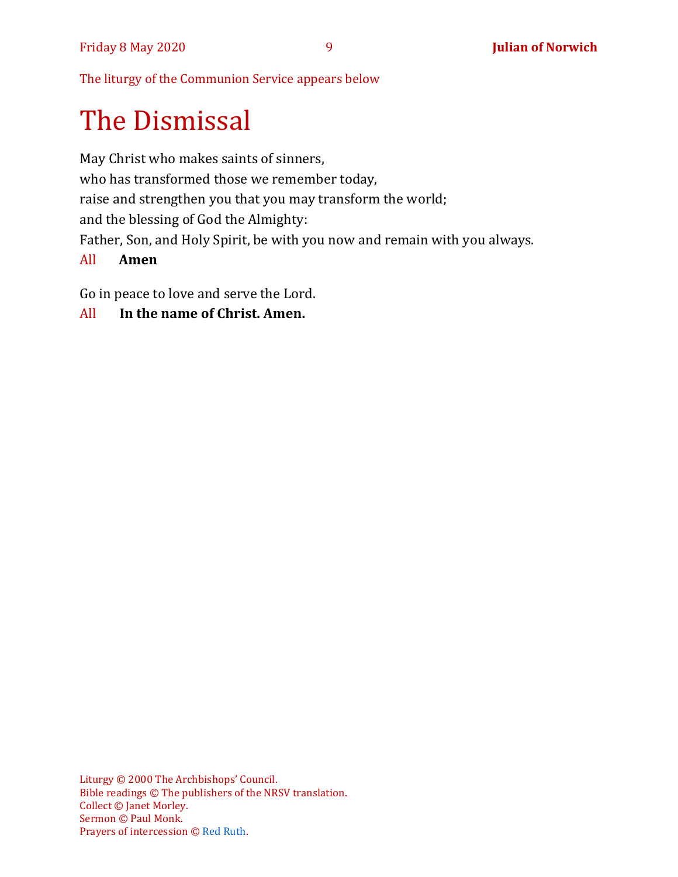The liturgy of the Communion Service appears below

# The Dismissal

May Christ who makes saints of sinners,
who has transformed those we remember today,
raise and strengthen you that you may transform the world;
and the blessing of God the Almighty:
Father, Son, and Holy Spirit, be with you now and remain with you always.

All **Amen**

Go in peace to love and serve the Lord.

All **In the name of Christ. Amen.**

Liturgy © 2000 The Archbishops' Council.
Bible readings © The publishers of the NRSV translation.
Collect © Janet Morley.
Sermon © Paul Monk.
Prayers of intercession © Red Ruth.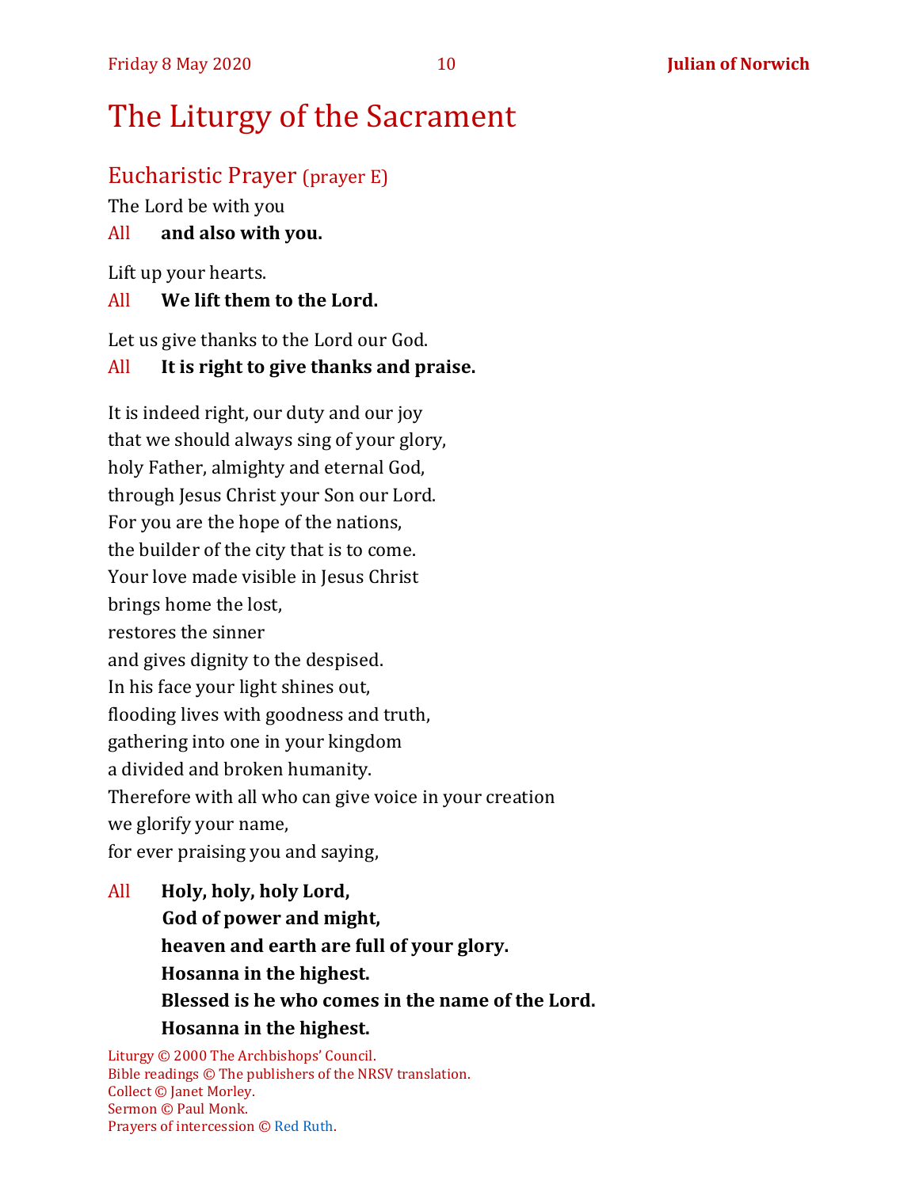# The Liturgy of the Sacrament

## Eucharistic Prayer (prayer E)

The Lord be with you

All **and also with you.**

Lift up your hearts.

All **We lift them to the Lord.**

Let us give thanks to the Lord our God.

All **It is right to give thanks and praise.**

It is indeed right, our duty and our joy
that we should always sing of your glory,
holy Father, almighty and eternal God,
through Jesus Christ your Son our Lord.
For you are the hope of the nations,
the builder of the city that is to come.
Your love made visible in Jesus Christ
brings home the lost,
restores the sinner
and gives dignity to the despised.
In his face your light shines out,
flooding lives with goodness and truth,
gathering into one in your kingdom
a divided and broken humanity.
Therefore with all who can give voice in your creation
we glorify your name,
for ever praising you and saying,

All **Holy, holy, holy Lord,**
**God of power and might,**
**heaven and earth are full of your glory.**
**Hosanna in the highest.**
**Blessed is he who comes in the name of the Lord.**
**Hosanna in the highest.**

Liturgy © 2000 The Archbishops' Council.
Bible readings © The publishers of the NRSV translation.
Collect © Janet Morley.
Sermon © Paul Monk.
Prayers of intercession © Red Ruth.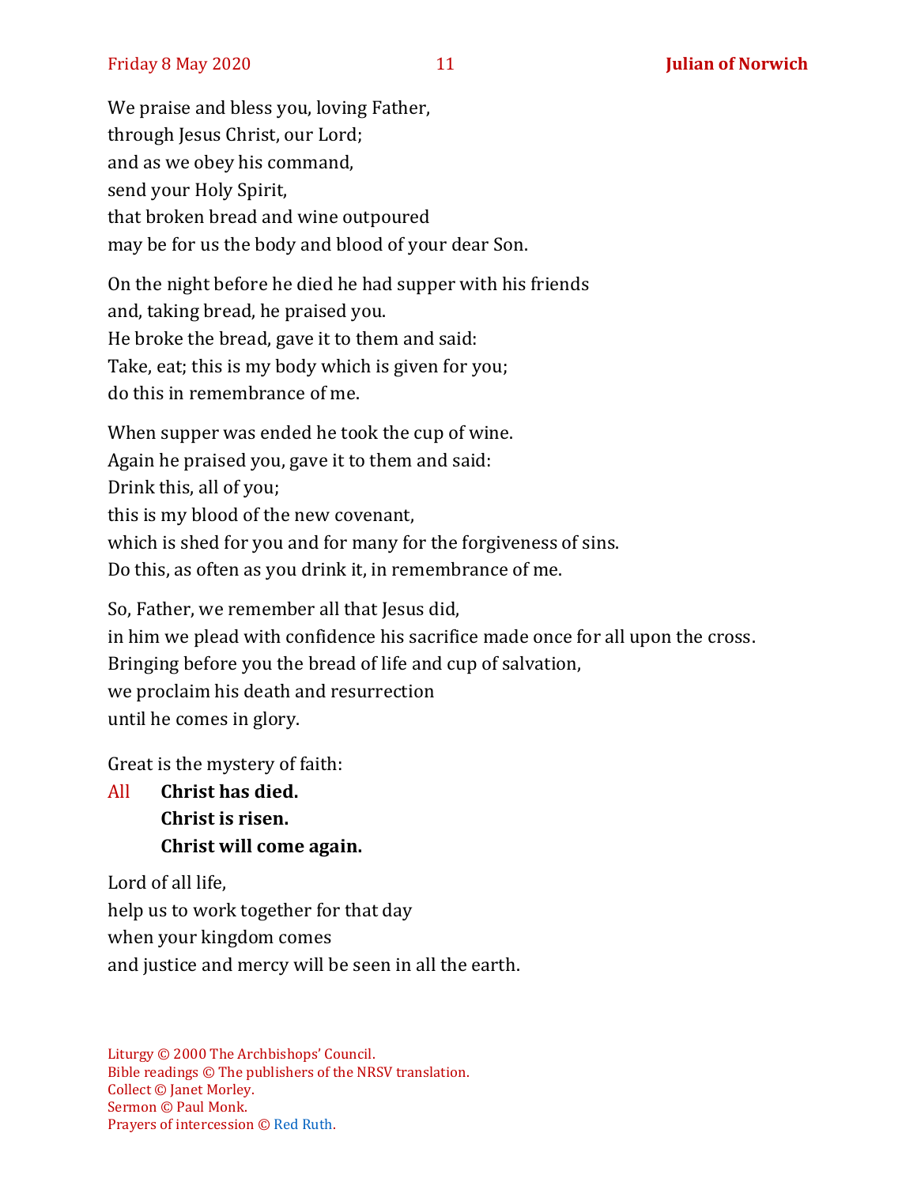We praise and bless you, loving Father,
through Jesus Christ, our Lord;
and as we obey his command,
send your Holy Spirit,
that broken bread and wine outpoured
may be for us the body and blood of your dear Son.

On the night before he died he had supper with his friends
and, taking bread, he praised you.
He broke the bread, gave it to them and said:
Take, eat; this is my body which is given for you;
do this in remembrance of me.

When supper was ended he took the cup of wine.
Again he praised you, gave it to them and said:
Drink this, all of you;
this is my blood of the new covenant,
which is shed for you and for many for the forgiveness of sins.
Do this, as often as you drink it, in remembrance of me.

So, Father, we remember all that Jesus did,
in him we plead with confidence his sacrifice made once for all upon the cross.
Bringing before you the bread of life and cup of salvation,
we proclaim his death and resurrection
until he comes in glory.

Great is the mystery of faith:

All **Christ has died.**
**Christ is risen.**
**Christ will come again.**

Lord of all life,
help us to work together for that day
when your kingdom comes
and justice and mercy will be seen in all the earth.

Liturgy © 2000 The Archbishops' Council.
Bible readings © The publishers of the NRSV translation.
Collect © Janet Morley.
Sermon © Paul Monk.
Prayers of intercession © Red Ruth.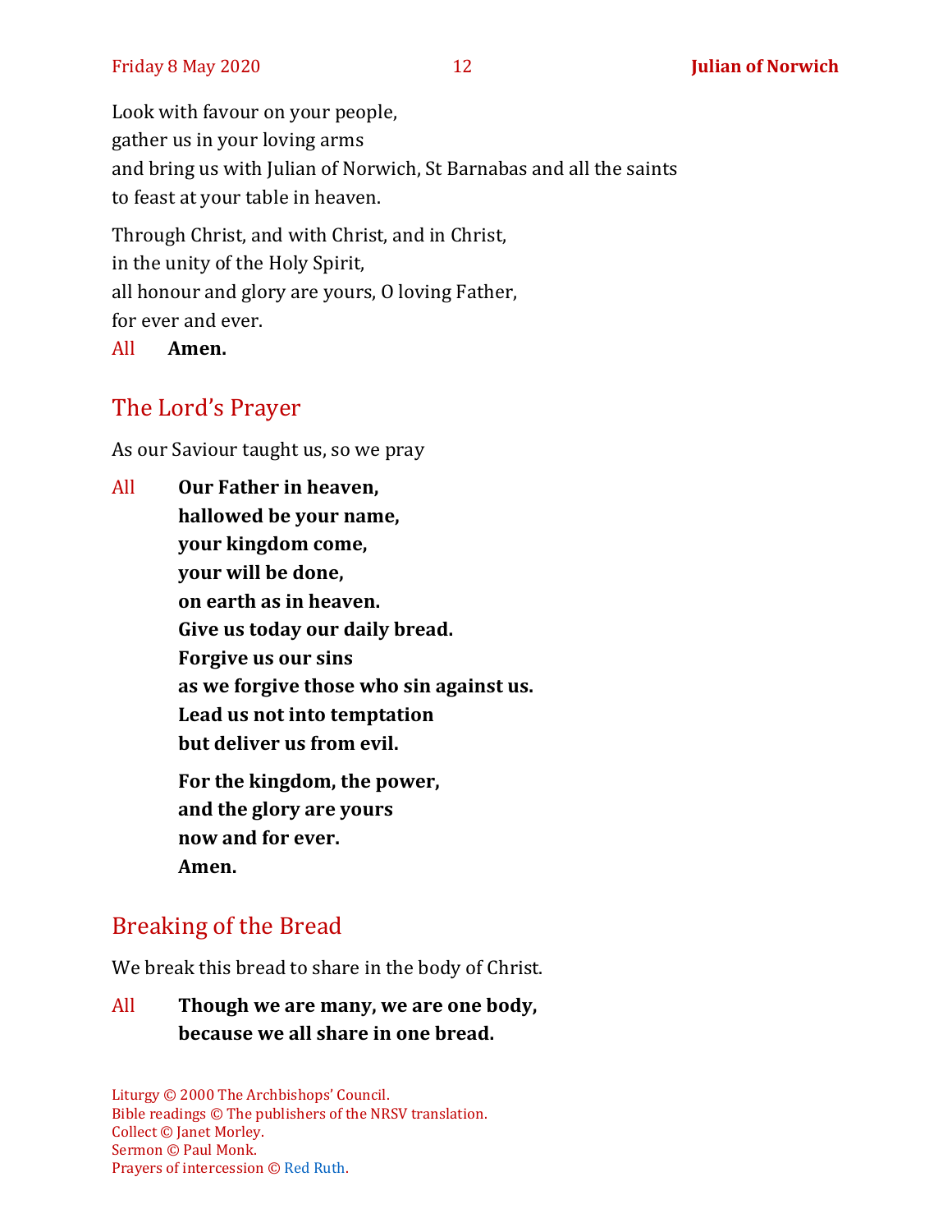Look with favour on your people,
gather us in your loving arms
and bring us with Julian of Norwich, St Barnabas and all the saints
to feast at your table in heaven.

Through Christ, and with Christ, and in Christ,
in the unity of the Holy Spirit,
all honour and glory are yours, O loving Father,
for ever and ever.

All **Amen.**

## The Lord's Prayer

As our Saviour taught us, so we pray

All **Our Father in heaven,**
**hallowed be your name,**
**your kingdom come,**
**your will be done,**
**on earth as in heaven.**
**Give us today our daily bread.**
**Forgive us our sins**
**as we forgive those who sin against us.**
**Lead us not into temptation**
**but deliver us from evil.**

**For the kingdom, the power,**
**and the glory are yours**
**now and for ever.**
**Amen.**

## Breaking of the Bread

We break this bread to share in the body of Christ.

All **Though we are many, we are one body,**
**because we all share in one bread.**

Liturgy © 2000 The Archbishops' Council.
Bible readings © The publishers of the NRSV translation.
Collect © Janet Morley.
Sermon © Paul Monk.
Prayers of intercession © Red Ruth.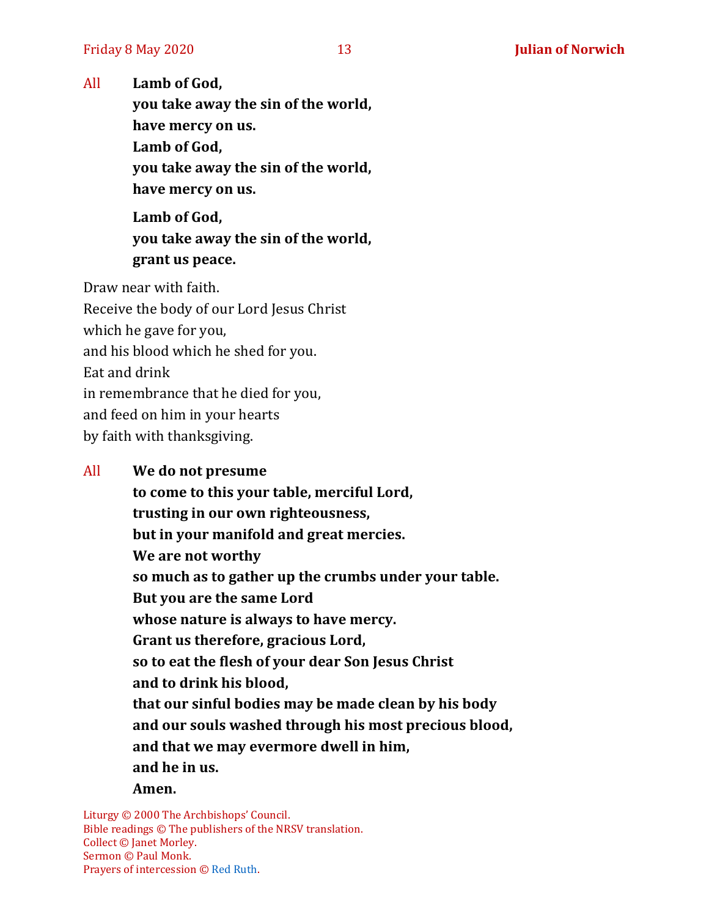All **Lamb of God,**
**you take away the sin of the world,**
**have mercy on us.**
**Lamb of God,**
**you take away the sin of the world,**
**have mercy on us.**

**Lamb of God,**
**you take away the sin of the world,**
**grant us peace.**

Draw near with faith.
Receive the body of our Lord Jesus Christ
which he gave for you,
and his blood which he shed for you.
Eat and drink
in remembrance that he died for you,
and feed on him in your hearts
by faith with thanksgiving.

All **We do not presume**
**to come to this your table, merciful Lord,**
**trusting in our own righteousness,**
**but in your manifold and great mercies.**
**We are not worthy**
**so much as to gather up the crumbs under your table.**
**But you are the same Lord**
**whose nature is always to have mercy.**
**Grant us therefore, gracious Lord,**
**so to eat the flesh of your dear Son Jesus Christ**
**and to drink his blood,**
**that our sinful bodies may be made clean by his body**
**and our souls washed through his most precious blood,**
**and that we may evermore dwell in him,**
**and he in us.**
**Amen.**

Liturgy © 2000 The Archbishops' Council.
Bible readings © The publishers of the NRSV translation.
Collect © Janet Morley.
Sermon © Paul Monk.
Prayers of intercession © Red Ruth.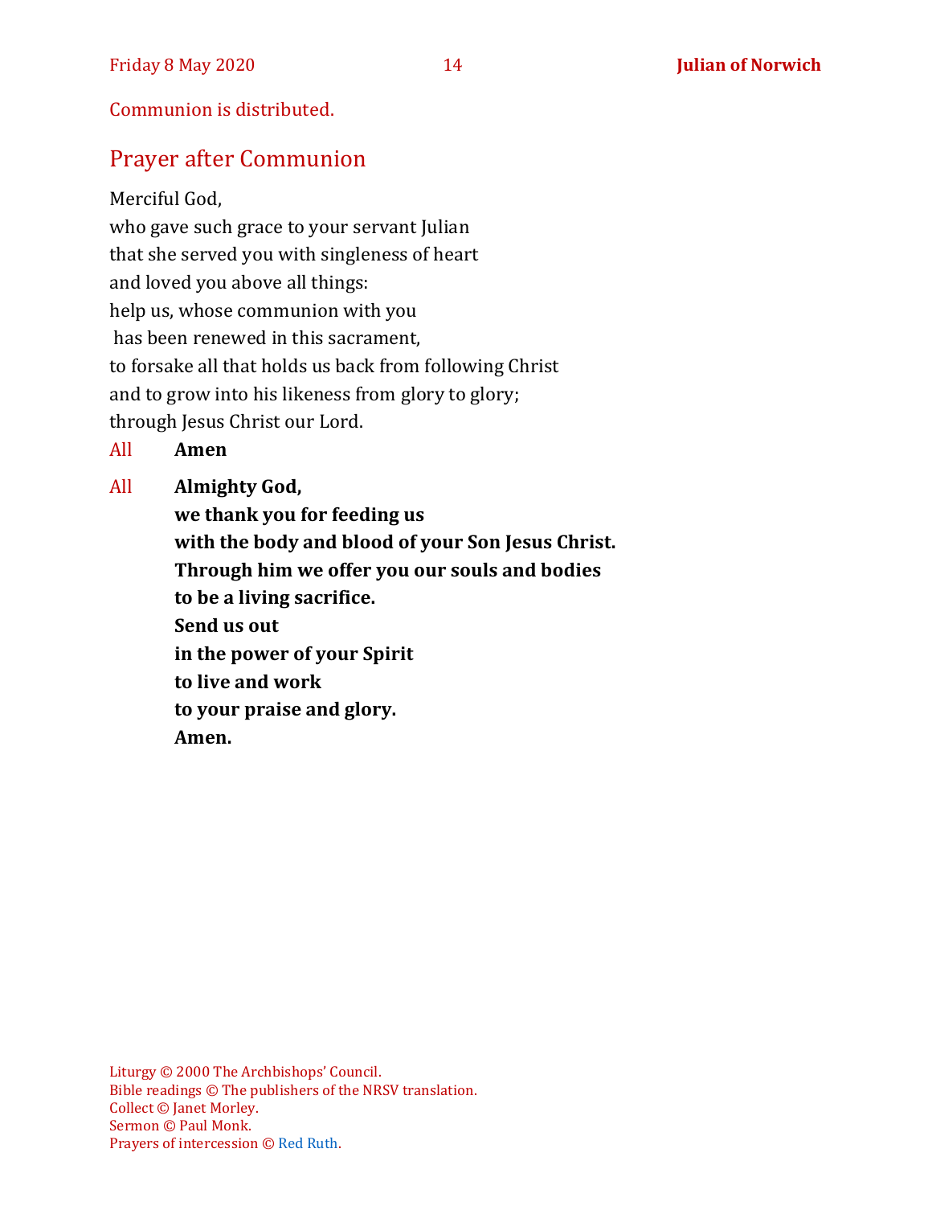Communion is distributed.

## Prayer after Communion

Merciful God,
who gave such grace to your servant Julian
that she served you with singleness of heart
and loved you above all things:
help us, whose communion with you
 has been renewed in this sacrament,
to forsake all that holds us back from following Christ
and to grow into his likeness from glory to glory;
through Jesus Christ our Lord.

All **Amen**

All **Almighty God,**
**we thank you for feeding us**
**with the body and blood of your Son Jesus Christ.**
**Through him we offer you our souls and bodies**
**to be a living sacrifice.**
**Send us out**
**in the power of your Spirit**
**to live and work**
**to your praise and glory.**
**Amen.**

Liturgy © 2000 The Archbishops' Council.
Bible readings © The publishers of the NRSV translation.
Collect © Janet Morley.
Sermon © Paul Monk.
Prayers of intercession © Red Ruth.